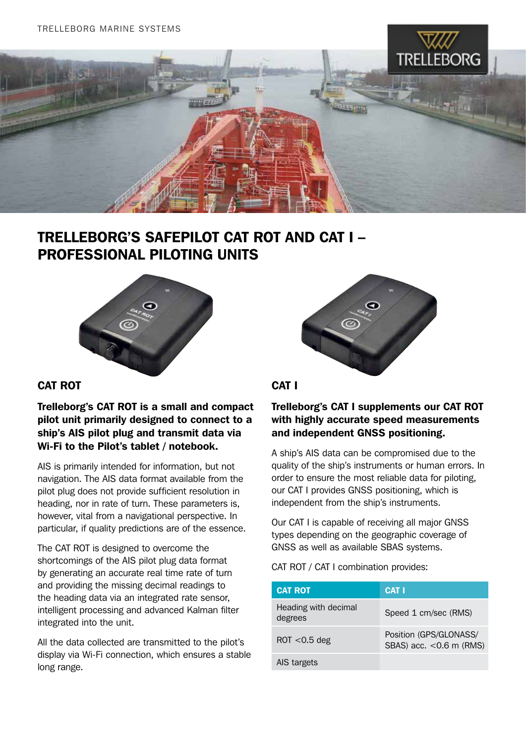TRELLEBORG MARINE SYSTEMS

# TRELLEBORG'S SAFEPILOT CAT ROT AND CAT I – PROFESSIONAL PILOTING UNITS

## CAT ROT

**Trelleborg's CAT ROT is a small and compact pilot unit primarily designed to connect to a ship's AIS pilot plug and transmit data via Wi-Fi to the Pilot's tablet / notebook.**

AIS is primarily intended for information, but not navigation. The AIS data format available from the pilot plug does not provide sufficient resolution in heading, nor in rate of turn. These parameters is, however, vital from a navigational perspective. In particular, if quality predictions are of the essence.

The CAT ROT is designed to overcome the shortcomings of the AIS pilot plug data format by generating an accurate real time rate of turn and providing the missing decimal readings to the heading data via an integrated rate sensor, intelligent processing and advanced Kalman filter integrated into the unit.

All the data collected are transmitted to the pilot's display via Wi-Fi connection, which ensures a stable long range.

## CAT I

**Trelleborg's CAT I supplements our CAT ROT with highly accurate speed measurements and independent GNSS positioning.**

A ship's AIS data can be compromised due to the quality of the ship's instruments or human errors. In order to ensure the most reliable data for piloting, our CAT I provides GNSS positioning, which is independent from the ship's instruments.

Our CAT I is capable of receiving all major GNSS types depending on the geographic coverage of GNSS as well as available SBAS systems.

CAT ROT / CAT I combination provides:

| CAT ROT | CAT I |
|---|---|
| Heading with decimal degrees | Speed 1 cm/sec (RMS) |
| ROT <0.5 deg | Position (GPS/GLONASS/ SBAS) acc. <0.6 m (RMS) |
| AIS targets | |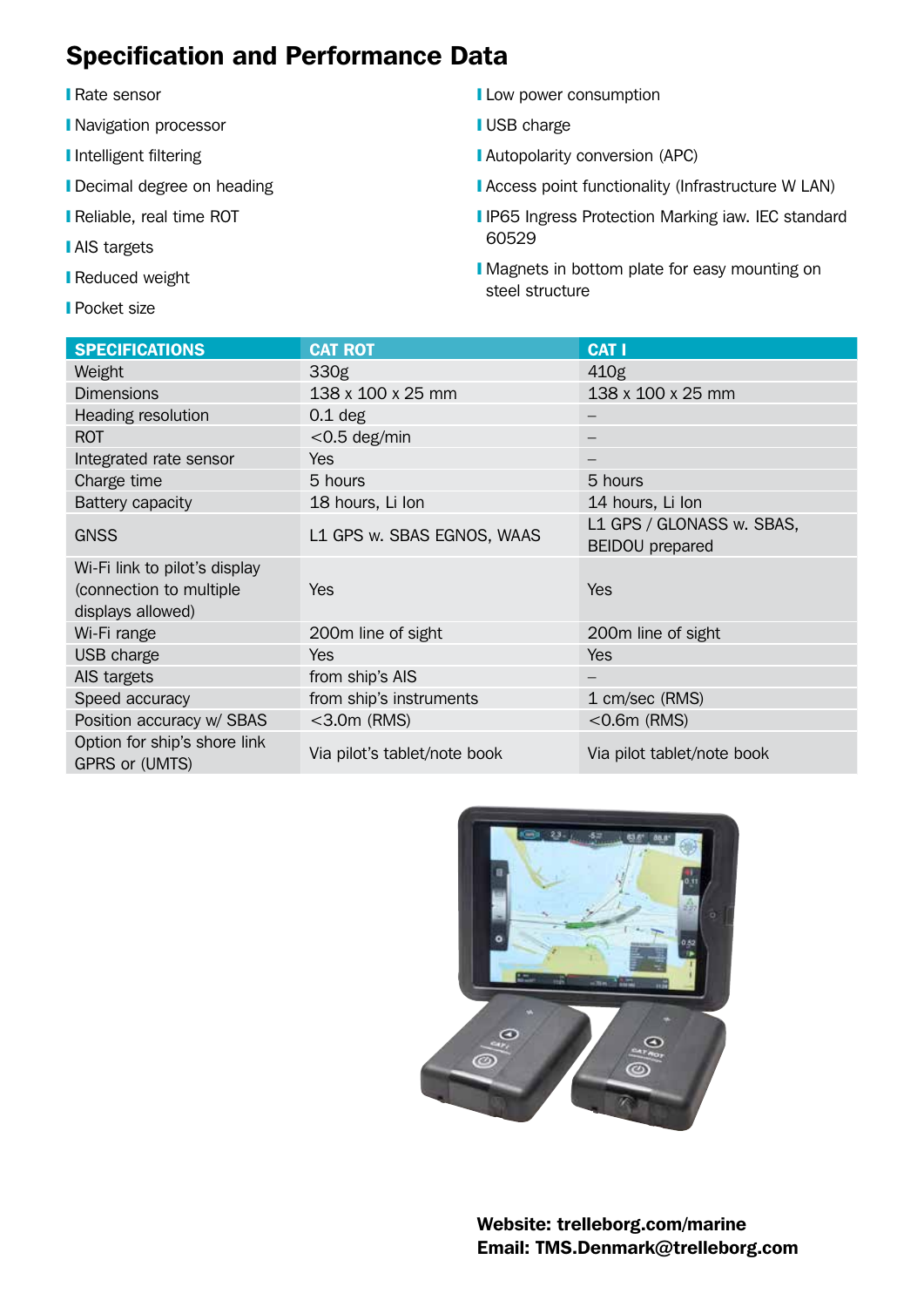# Specification and Performance Data

- Rate sensor
- Navigation processor
- Intelligent filtering
- Decimal degree on heading
- Reliable, real time ROT
- AIS targets
- Reduced weight
- Pocket size
- Low power consumption
- USB charge
- Autopolarity conversion (APC)
- Access point functionality (Infrastructure W LAN)
- IP65 Ingress Protection Marking iaw. IEC standard 60529
- Magnets in bottom plate for easy mounting on steel structure

| SPECIFICATIONS | CAT ROT | CAT I |
|---|---|---|
| Weight | 330g | 410g |
| Dimensions | 138 x 100 x 25 mm | 138 x 100 x 25 mm |
| Heading resolution | 0.1 deg | – |
| ROT | <0.5 deg/min | – |
| Integrated rate sensor | Yes | – |
| Charge time | 5 hours | 5 hours |
| Battery capacity | 18 hours, Li Ion | 14 hours, Li Ion |
| GNSS | L1 GPS w. SBAS EGNOS, WAAS | L1 GPS / GLONASS w. SBAS, BEIDOU prepared |
| Wi-Fi link to pilot's display (connection to multiple displays allowed) | Yes | Yes |
| Wi-Fi range | 200m line of sight | 200m line of sight |
| USB charge | Yes | Yes |
| AIS targets | from ship's AIS | – |
| Speed accuracy | from ship's instruments | 1 cm/sec (RMS) |
| Position accuracy w/ SBAS | <3.0m (RMS) | <0.6m (RMS) |
| Option for ship's shore link GPRS or (UMTS) | Via pilot's tablet/note book | Via pilot tablet/note book |

**Website: trelleborg.com/marine**
**Email: TMS.Denmark@trelleborg.com**